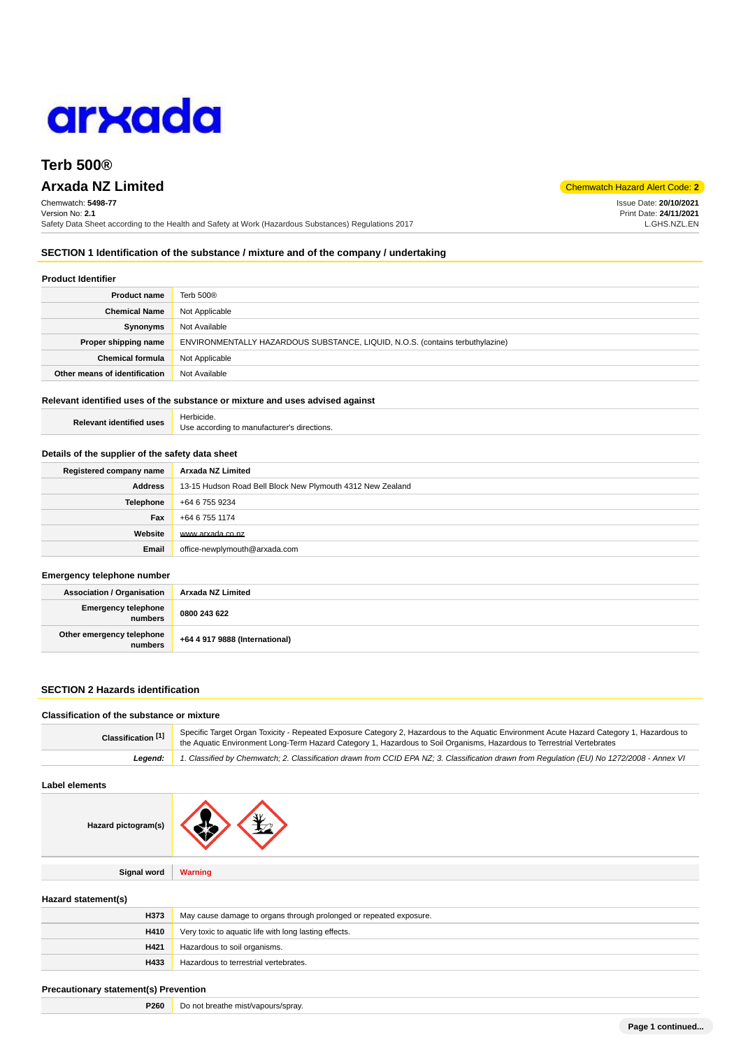arxada

# Terb 500®

## Arxada NZ Limited

Chemwatch Hazard Alert Code: **2**

Chemwatch: **5498-77**
Version No: **2.1**
Safety Data Sheet according to the Health and Safety at Work (Hazardous Substances) Regulations 2017

Issue Date: **20/10/2021**
Print Date: **24/11/2021**
L.GHS.NZL.EN

## SECTION 1 Identification of the substance / mixture and of the company / undertaking

### Product Identifier

| | |
|---|---|
| **Product name** | Terb 500® |
| **Chemical Name** | Not Applicable |
| **Synonyms** | Not Available |
| **Proper shipping name** | ENVIRONMENTALLY HAZARDOUS SUBSTANCE, LIQUID, N.O.S. (contains terbuthylazine) |
| **Chemical formula** | Not Applicable |
| **Other means of identification** | Not Available |

### Relevant identified uses of the substance or mixture and uses advised against

| | |
|---|---|
| **Relevant identified uses** | Herbicide.<br>Use according to manufacturer's directions. |

### Details of the supplier of the safety data sheet

| | |
|---|---|
| **Registered company name** | **Arxada NZ Limited** |
| **Address** | 13-15 Hudson Road Bell Block New Plymouth 4312 New Zealand |
| **Telephone** | +64 6 755 9234 |
| **Fax** | +64 6 755 1174 |
| **Website** | www.arxada.co.nz |
| **Email** | office-newplymouth@arxada.com |

### Emergency telephone number

| | |
|---|---|
| **Association / Organisation** | **Arxada NZ Limited** |
| **Emergency telephone numbers** | **0800 243 622** |
| **Other emergency telephone numbers** | **+64 4 917 9888 (International)** |

## SECTION 2 Hazards identification

### Classification of the substance or mixture

| | |
|---|---|
| **Classification [1]** | Specific Target Organ Toxicity - Repeated Exposure Category 2, Hazardous to the Aquatic Environment Acute Hazard Category 1, Hazardous to the Aquatic Environment Long-Term Hazard Category 1, Hazardous to Soil Organisms, Hazardous to Terrestrial Vertebrates |
| ***Legend:*** | *1. Classified by Chemwatch; 2. Classification drawn from CCID EPA NZ; 3. Classification drawn from Regulation (EU) No 1272/2008 - Annex VI* |

### Label elements

| | |
|---|---|
| **Hazard pictogram(s)** | |
| **Signal word** | **Warning** |

### Hazard statement(s)

| | |
|---|---|
| **H373** | May cause damage to organs through prolonged or repeated exposure. |
| **H410** | Very toxic to aquatic life with long lasting effects. |
| **H421** | Hazardous to soil organisms. |
| **H433** | Hazardous to terrestrial vertebrates. |

### Precautionary statement(s) Prevention

| | |
|---|---|
| **P260** | Do not breathe mist/vapours/spray. |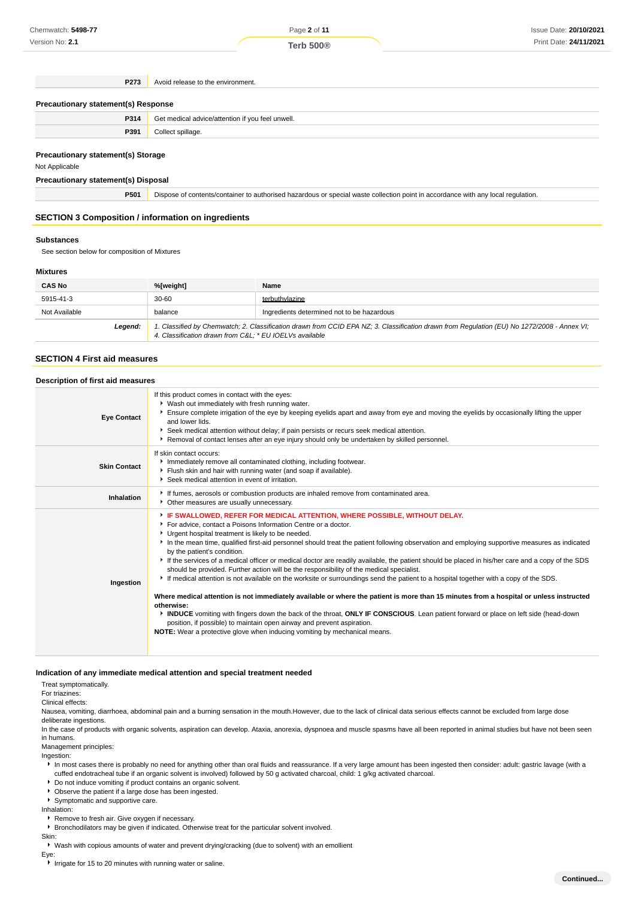| | |
|---|---|
| **P273** | Avoid release to the environment. |

### Precautionary statement(s) Response

| | |
|---|---|
| **P314** | Get medical advice/attention if you feel unwell. |
| **P391** | Collect spillage. |

### Precautionary statement(s) Storage

Not Applicable

### Precautionary statement(s) Disposal

| | |
|---|---|
| **P501** | Dispose of contents/container to authorised hazardous or special waste collection point in accordance with any local regulation. |

## SECTION 3 Composition / information on ingredients

### Substances

See section below for composition of Mixtures

### Mixtures

| CAS No | %[weight] | Name |
|---|---|---|
| 5915-41-3 | 30-60 | terbuthylazine |
| Not Available | balance | Ingredients determined not to be hazardous |
| ***Legend:*** | *1. Classified by Chemwatch; 2. Classification drawn from CCID EPA NZ; 3. Classification drawn from Regulation (EU) No 1272/2008 - Annex VI; 4. Classification drawn from C&L; * EU IOELVs available* | |

## SECTION 4 First aid measures

### Description of first aid measures

| | |
|---|---|
| **Eye Contact** | If this product comes in contact with the eyes:<br>▸ Wash out immediately with fresh running water.<br>▸ Ensure complete irrigation of the eye by keeping eyelids apart and away from eye and moving the eyelids by occasionally lifting the upper and lower lids.<br>▸ Seek medical attention without delay; if pain persists or recurs seek medical attention.<br>▸ Removal of contact lenses after an eye injury should only be undertaken by skilled personnel. |
| **Skin Contact** | If skin contact occurs:<br>▸ Immediately remove all contaminated clothing, including footwear.<br>▸ Flush skin and hair with running water (and soap if available).<br>▸ Seek medical attention in event of irritation. |
| **Inhalation** | ▸ If fumes, aerosols or combustion products are inhaled remove from contaminated area.<br>▸ Other measures are usually unnecessary. |
| **Ingestion** | ▸ **IF SWALLOWED, REFER FOR MEDICAL ATTENTION, WHERE POSSIBLE, WITHOUT DELAY.**<br>▸ For advice, contact a Poisons Information Centre or a doctor.<br>▸ Urgent hospital treatment is likely to be needed.<br>▸ In the mean time, qualified first-aid personnel should treat the patient following observation and employing supportive measures as indicated by the patient's condition.<br>▸ If the services of a medical officer or medical doctor are readily available, the patient should be placed in his/her care and a copy of the SDS should be provided. Further action will be the responsibility of the medical specialist.<br>▸ If medical attention is not available on the worksite or surroundings send the patient to a hospital together with a copy of the SDS.<br><br>**Where medical attention is not immediately available or where the patient is more than 15 minutes from a hospital or unless instructed otherwise:**<br>▸ **INDUCE** vomiting with fingers down the back of the throat, **ONLY IF CONSCIOUS**. Lean patient forward or place on left side (head-down position, if possible) to maintain open airway and prevent aspiration.<br>**NOTE:** Wear a protective glove when inducing vomiting by mechanical means. |

### Indication of any immediate medical attention and special treatment needed

Treat symptomatically.

For triazines:

Clinical effects:

Nausea, vomiting, diarrhoea, abdominal pain and a burning sensation in the mouth.However, due to the lack of clinical data serious effects cannot be excluded from large dose deliberate ingestions.

In the case of products with organic solvents, aspiration can develop. Ataxia, anorexia, dyspnoea and muscle spasms have all been reported in animal studies but have not been seen in humans.

Management principles:

Ingestion:

- In most cases there is probably no need for anything other than oral fluids and reassurance. If a very large amount has been ingested then consider: adult: gastric lavage (with a cuffed endotracheal tube if an organic solvent is involved) followed by 50 g activated charcoal, child: 1 g/kg activated charcoal.
- Do not induce vomiting if product contains an organic solvent.
- Observe the patient if a large dose has been ingested.
- Symptomatic and supportive care.

Inhalation:

- Remove to fresh air. Give oxygen if necessary.
- Bronchodilators may be given if indicated. Otherwise treat for the particular solvent involved.

Skin:

- Wash with copious amounts of water and prevent drying/cracking (due to solvent) with an emollient

Eye:

- Irrigate for 15 to 20 minutes with running water or saline.

**Continued...**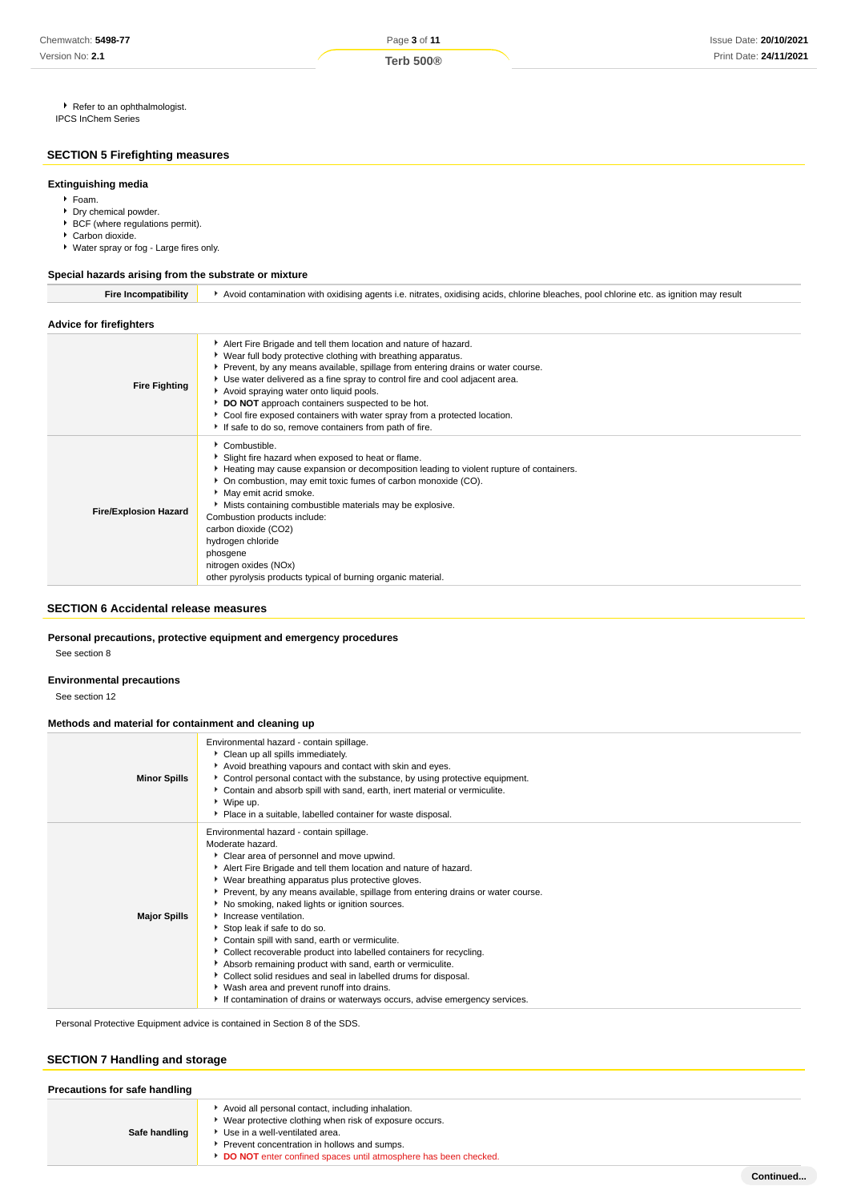- Refer to an ophthalmologist.

IPCS InChem Series

## SECTION 5 Firefighting measures

### Extinguishing media

- Foam.
- Dry chemical powder.
- BCF (where regulations permit).
- Carbon dioxide.
- Water spray or fog - Large fires only.

### Special hazards arising from the substrate or mixture

| Fire Incompatibility | Avoid contamination with oxidising agents i.e. nitrates, oxidising acids, chlorine bleaches, pool chlorine etc. as ignition may result |
|---|---|

### Advice for firefighters

| | |
|---|---|
| **Fire Fighting** | ▸ Alert Fire Brigade and tell them location and nature of hazard.<br>▸ Wear full body protective clothing with breathing apparatus.<br>▸ Prevent, by any means available, spillage from entering drains or water course.<br>▸ Use water delivered as a fine spray to control fire and cool adjacent area.<br>▸ Avoid spraying water onto liquid pools.<br>▸ **DO NOT** approach containers suspected to be hot.<br>▸ Cool fire exposed containers with water spray from a protected location.<br>▸ If safe to do so, remove containers from path of fire. |
| **Fire/Explosion Hazard** | ▸ Combustible.<br>▸ Slight fire hazard when exposed to heat or flame.<br>▸ Heating may cause expansion or decomposition leading to violent rupture of containers.<br>▸ On combustion, may emit toxic fumes of carbon monoxide (CO).<br>▸ May emit acrid smoke.<br>▸ Mists containing combustible materials may be explosive.<br>Combustion products include:<br>carbon dioxide ($CO_2$)<br>hydrogen chloride<br>phosgene<br>nitrogen oxides ($NO_x$)<br>other pyrolysis products typical of burning organic material. |

## SECTION 6 Accidental release measures

### Personal precautions, protective equipment and emergency procedures

See section 8

### Environmental precautions

See section 12

### Methods and material for containment and cleaning up

| | |
|---|---|
| **Minor Spills** | Environmental hazard - contain spillage.<br>▸ Clean up all spills immediately.<br>▸ Avoid breathing vapours and contact with skin and eyes.<br>▸ Control personal contact with the substance, by using protective equipment.<br>▸ Contain and absorb spill with sand, earth, inert material or vermiculite.<br>▸ Wipe up.<br>▸ Place in a suitable, labelled container for waste disposal. |
| **Major Spills** | Environmental hazard - contain spillage.<br>Moderate hazard.<br>▸ Clear area of personnel and move upwind.<br>▸ Alert Fire Brigade and tell them location and nature of hazard.<br>▸ Wear breathing apparatus plus protective gloves.<br>▸ Prevent, by any means available, spillage from entering drains or water course.<br>▸ No smoking, naked lights or ignition sources.<br>▸ Increase ventilation.<br>▸ Stop leak if safe to do so.<br>▸ Contain spill with sand, earth or vermiculite.<br>▸ Collect recoverable product into labelled containers for recycling.<br>▸ Absorb remaining product with sand, earth or vermiculite.<br>▸ Collect solid residues and seal in labelled drums for disposal.<br>▸ Wash area and prevent runoff into drains.<br>▸ If contamination of drains or waterways occurs, advise emergency services. |

Personal Protective Equipment advice is contained in Section 8 of the SDS.

## SECTION 7 Handling and storage

### Precautions for safe handling

| | |
|---|---|
| **Safe handling** | ▸ Avoid all personal contact, including inhalation.<br>▸ Wear protective clothing when risk of exposure occurs.<br>▸ Use in a well-ventilated area.<br>▸ Prevent concentration in hollows and sumps.<br>▸ **DO NOT** enter confined spaces until atmosphere has been checked. |

Continued...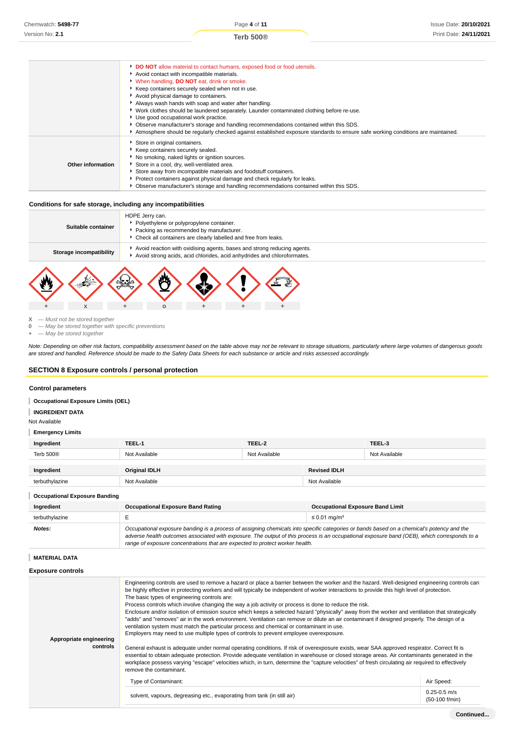| | |
|---|---|
| | ‣ **DO NOT** allow material to contact humans, exposed food or food utensils.<br>‣ Avoid contact with incompatible materials.<br>‣ When handling, **DO NOT** eat, drink or smoke.<br>‣ Keep containers securely sealed when not in use.<br>‣ Avoid physical damage to containers.<br>‣ Always wash hands with soap and water after handling.<br>‣ Work clothes should be laundered separately. Launder contaminated clothing before re-use.<br>‣ Use good occupational work practice.<br>‣ Observe manufacturer's storage and handling recommendations contained within this SDS.<br>‣ Atmosphere should be regularly checked against established exposure standards to ensure safe working conditions are maintained. |
| **Other information** | ‣ Store in original containers.<br>‣ Keep containers securely sealed.<br>‣ No smoking, naked lights or ignition sources.<br>‣ Store in a cool, dry, well-ventilated area.<br>‣ Store away from incompatible materials and foodstuff containers.<br>‣ Protect containers against physical damage and check regularly for leaks.<br>‣ Observe manufacturer's storage and handling recommendations contained within this SDS. |

### Conditions for safe storage, including any incompatibilities

| | |
|---|---|
| **Suitable container** | HDPE Jerry can.<br>‣ Polyethylene or polypropylene container.<br>‣ Packing as recommended by manufacturer.<br>‣ Check all containers are clearly labelled and free from leaks. |
| **Storage incompatibility** | ‣ Avoid reaction with oxidising agents, bases and strong reducing agents.<br>‣ Avoid strong acids, acid chlorides, acid anhydrides and chloroformates. |

| Flammable | Explosive | Toxic | Oxidizing | Health hazard | Irritant | Corrosive |
|---|---|---|---|---|---|---|
| + | x | + | o | + | + | + |

**X** — *Must not be stored together*
**0** — *May be stored together with specific preventions*
**+** — *May be stored together*

*Note: Depending on other risk factors, compatibility assessment based on the table above may not be relevant to storage situations, particularly where large volumes of dangerous goods are stored and handled. Reference should be made to the Safety Data Sheets for each substance or article and risks assessed accordingly.*

## SECTION 8 Exposure controls / personal protection

### Control parameters

**Occupational Exposure Limits (OEL)**

**INGREDIENT DATA**

Not Available

**Emergency Limits**

| Ingredient | TEEL-1 | TEEL-2 | TEEL-3 |
|---|---|---|---|
| Terb 500® | Not Available | Not Available | Not Available |

| Ingredient | Original IDLH | Revised IDLH |
|---|---|---|
| terbuthylazine | Not Available | Not Available |

**Occupational Exposure Banding**

| Ingredient | Occupational Exposure Band Rating | Occupational Exposure Band Limit |
|---|---|---|
| terbuthylazine | E | ≤ 0.01 mg/m³ |
| ***Notes:*** | *Occupational exposure banding is a process of assigning chemicals into specific categories or bands based on a chemical's potency and the adverse health outcomes associated with exposure. The output of this process is an occupational exposure band (OEB), which corresponds to a range of exposure concentrations that are expected to protect worker health.* | |

**MATERIAL DATA**

### Exposure controls

| | |
|---|---|
| **Appropriate engineering controls** | Engineering controls are used to remove a hazard or place a barrier between the worker and the hazard. Well-designed engineering controls can be highly effective in protecting workers and will typically be independent of worker interactions to provide this high level of protection.<br>The basic types of engineering controls are:<br>Process controls which involve changing the way a job activity or process is done to reduce the risk.<br>Enclosure and/or isolation of emission source which keeps a selected hazard "physically" away from the worker and ventilation that strategically "adds" and "removes" air in the work environment. Ventilation can remove or dilute an air contaminant if designed properly. The design of a ventilation system must match the particular process and chemical or contaminant in use.<br>Employers may need to use multiple types of controls to prevent employee overexposure.<br><br>General exhaust is adequate under normal operating conditions. If risk of overexposure exists, wear SAA approved respirator. Correct fit is essential to obtain adequate protection. Provide adequate ventilation in warehouse or closed storage areas. Air contaminants generated in the workplace possess varying "escape" velocities which, in turn, determine the "capture velocities" of fresh circulating air required to effectively remove the contaminant. |

| Type of Contaminant: | Air Speed: |
|---|---|
| solvent, vapours, degreasing etc., evaporating from tank (in still air) | 0.25-0.5 m/s (50-100 f/min) |

**Continued...**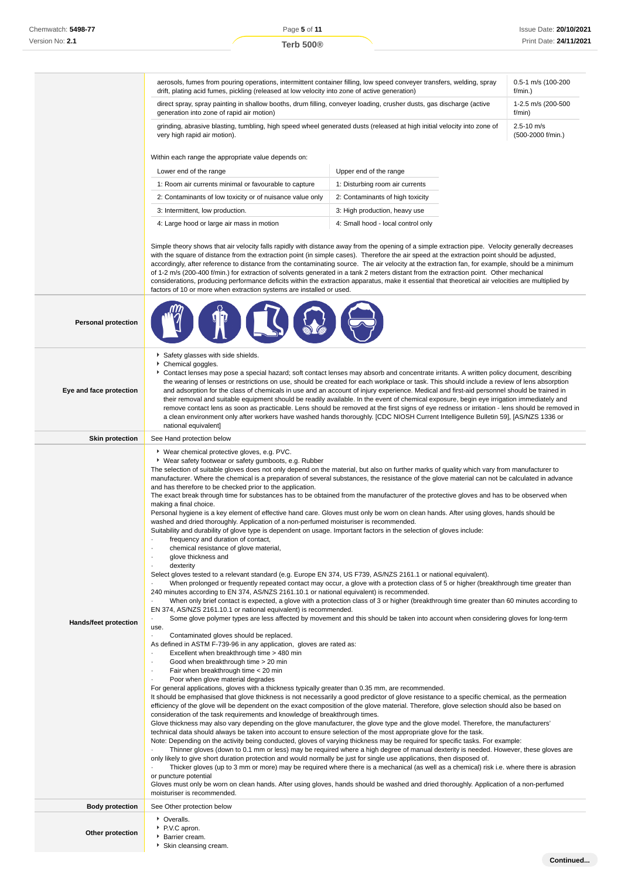| | | |
|---|---|---|
| | aerosols, fumes from pouring operations, intermittent container filling, low speed conveyer transfers, welding, spray drift, plating acid fumes, pickling (released at low velocity into zone of active generation) | 0.5-1 m/s (100-200 f/min.) |
| | direct spray, spray painting in shallow booths, drum filling, conveyer loading, crusher dusts, gas discharge (active generation into zone of rapid air motion) | 1-2.5 m/s (200-500 f/min) |
| | grinding, abrasive blasting, tumbling, high speed wheel generated dusts (released at high initial velocity into zone of very high rapid air motion). | 2.5-10 m/s (500-2000 f/min.) |

Within each range the appropriate value depends on:

| Lower end of the range | Upper end of the range |
|---|---|
| 1: Room air currents minimal or favourable to capture | 1: Disturbing room air currents |
| 2: Contaminants of low toxicity or of nuisance value only | 2: Contaminants of high toxicity |
| 3: Intermittent, low production. | 3: High production, heavy use |
| 4: Large hood or large air mass in motion | 4: Small hood - local control only |

Simple theory shows that air velocity falls rapidly with distance away from the opening of a simple extraction pipe. Velocity generally decreases with the square of distance from the extraction point (in simple cases). Therefore the air speed at the extraction point should be adjusted, accordingly, after reference to distance from the contaminating source. The air velocity at the extraction fan, for example, should be a minimum of 1-2 m/s (200-400 f/min.) for extraction of solvents generated in a tank 2 meters distant from the extraction point. Other mechanical considerations, producing performance deficits within the extraction apparatus, make it essential that theoretical air velocities are multiplied by factors of 10 or more when extraction systems are installed or used.

**Personal protection**

**Eye and face protection**

- Safety glasses with side shields.
- Chemical goggles.
- Contact lenses may pose a special hazard; soft contact lenses may absorb and concentrate irritants. A written policy document, describing the wearing of lenses or restrictions on use, should be created for each workplace or task. This should include a review of lens absorption and adsorption for the class of chemicals in use and an account of injury experience. Medical and first-aid personnel should be trained in their removal and suitable equipment should be readily available. In the event of chemical exposure, begin eye irrigation immediately and remove contact lens as soon as practicable. Lens should be removed at the first signs of eye redness or irritation - lens should be removed in a clean environment only after workers have washed hands thoroughly. [CDC NIOSH Current Intelligence Bulletin 59], [AS/NZS 1336 or national equivalent]

**Skin protection**

See Hand protection below

**Hands/feet protection**

- Wear chemical protective gloves, e.g. PVC.
- Wear safety footwear or safety gumboots, e.g. Rubber

The selection of suitable gloves does not only depend on the material, but also on further marks of quality which vary from manufacturer to manufacturer. Where the chemical is a preparation of several substances, the resistance of the glove material can not be calculated in advance and has therefore to be checked prior to the application.

The exact break through time for substances has to be obtained from the manufacturer of the protective gloves and has to be observed when making a final choice.

Personal hygiene is a key element of effective hand care. Gloves must only be worn on clean hands. After using gloves, hands should be washed and dried thoroughly. Application of a non-perfumed moisturiser is recommended.

Suitability and durability of glove type is dependent on usage. Important factors in the selection of gloves include:

- frequency and duration of contact,
- chemical resistance of glove material,
- glove thickness and
- dexterity

Select gloves tested to a relevant standard (e.g. Europe EN 374, US F739, AS/NZS 2161.1 or national equivalent).

- When prolonged or frequently repeated contact may occur, a glove with a protection class of 5 or higher (breakthrough time greater than 240 minutes according to EN 374, AS/NZS 2161.10.1 or national equivalent) is recommended.
- When only brief contact is expected, a glove with a protection class of 3 or higher (breakthrough time greater than 60 minutes according to EN 374, AS/NZS 2161.10.1 or national equivalent) is recommended.
- Some glove polymer types are less affected by movement and this should be taken into account when considering gloves for long-term use.
- Contaminated gloves should be replaced.

As defined in ASTM F-739-96 in any application, gloves are rated as:

- Excellent when breakthrough time > 480 min
- Good when breakthrough time > 20 min
- Fair when breakthrough time < 20 min
- Poor when glove material degrades

For general applications, gloves with a thickness typically greater than 0.35 mm, are recommended.

It should be emphasised that glove thickness is not necessarily a good predictor of glove resistance to a specific chemical, as the permeation efficiency of the glove will be dependent on the exact composition of the glove material. Therefore, glove selection should also be based on consideration of the task requirements and knowledge of breakthrough times.

Glove thickness may also vary depending on the glove manufacturer, the glove type and the glove model. Therefore, the manufacturers' technical data should always be taken into account to ensure selection of the most appropriate glove for the task.

Note: Depending on the activity being conducted, gloves of varying thickness may be required for specific tasks. For example:

- Thinner gloves (down to 0.1 mm or less) may be required where a high degree of manual dexterity is needed. However, these gloves are only likely to give short duration protection and would normally be just for single use applications, then disposed of.
- Thicker gloves (up to 3 mm or more) may be required where there is a mechanical (as well as a chemical) risk i.e. where there is abrasion or puncture potential

Gloves must only be worn on clean hands. After using gloves, hands should be washed and dried thoroughly. Application of a non-perfumed moisturiser is recommended.

**Body protection**

See Other protection below

**Other protection**

- Overalls.
- P.V.C apron.
- Barrier cream.
- Skin cleansing cream.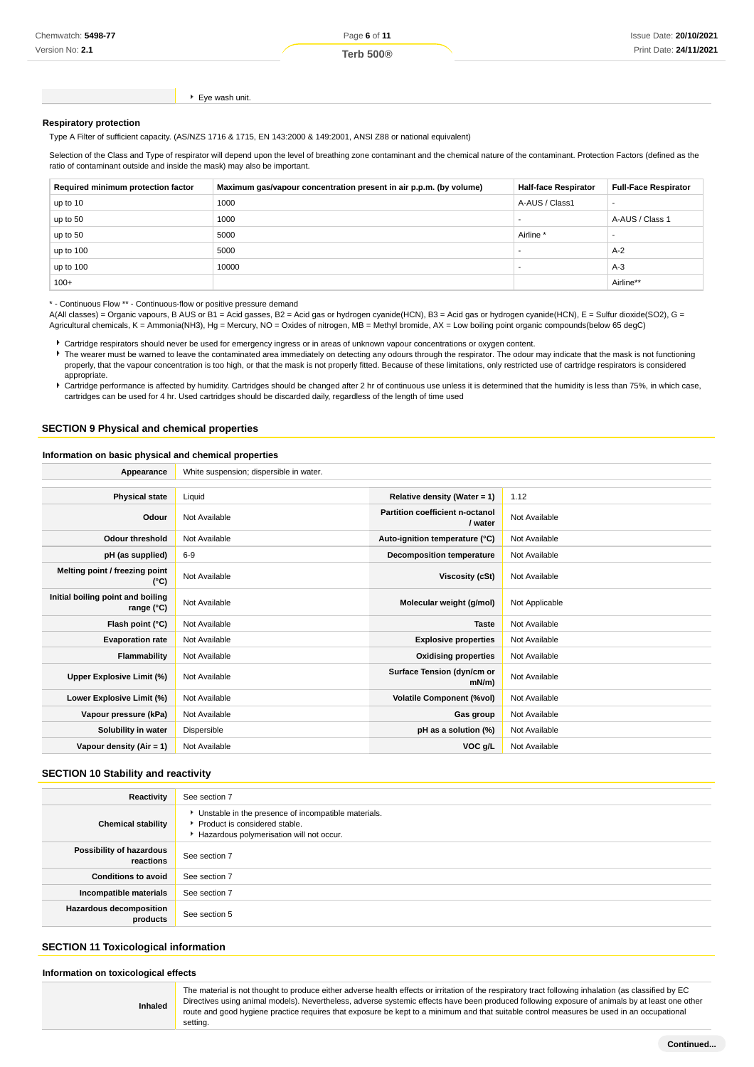| | Eye wash unit. |
|---|---|

### Respiratory protection

Type A Filter of sufficient capacity. (AS/NZS 1716 & 1715, EN 143:2000 & 149:2001, ANSI Z88 or national equivalent)

Selection of the Class and Type of respirator will depend upon the level of breathing zone contaminant and the chemical nature of the contaminant. Protection Factors (defined as the ratio of contaminant outside and inside the mask) may also be important.

| Required minimum protection factor | Maximum gas/vapour concentration present in air p.p.m. (by volume) | Half-face Respirator | Full-Face Respirator |
|---|---|---|---|
| up to 10 | 1000 | A-AUS / Class1 | - |
| up to 50 | 1000 | - | A-AUS / Class 1 |
| up to 50 | 5000 | Airline * | - |
| up to 100 | 5000 | - | A-2 |
| up to 100 | 10000 | - | A-3 |
| 100+ | | | Airline** |

\* - Continuous Flow ** - Continuous-flow or positive pressure demand
A(All classes) = Organic vapours, B AUS or B1 = Acid gasses, B2 = Acid gas or hydrogen cyanide(HCN), B3 = Acid gas or hydrogen cyanide(HCN), E = Sulfur dioxide($SO_2$), G = Agricultural chemicals, K = Ammonia($NH_3$), Hg = Mercury, NO = Oxides of nitrogen, MB = Methyl bromide, AX = Low boiling point organic compounds(below 65 degC)

- Cartridge respirators should never be used for emergency ingress or in areas of unknown vapour concentrations or oxygen content.
- The wearer must be warned to leave the contaminated area immediately on detecting any odours through the respirator. The odour may indicate that the mask is not functioning properly, that the vapour concentration is too high, or that the mask is not properly fitted. Because of these limitations, only restricted use of cartridge respirators is considered appropriate.
- Cartridge performance is affected by humidity. Cartridges should be changed after 2 hr of continuous use unless it is determined that the humidity is less than 75%, in which case, cartridges can be used for 4 hr. Used cartridges should be discarded daily, regardless of the length of time used

## SECTION 9 Physical and chemical properties

### Information on basic physical and chemical properties

| Appearance | White suspension; dispersible in water. | | |
|---|---|---|---|
| **Physical state** | Liquid | **Relative density (Water = 1)** | 1.12 |
| **Odour** | Not Available | **Partition coefficient n-octanol / water** | Not Available |
| **Odour threshold** | Not Available | **Auto-ignition temperature (°C)** | Not Available |
| **pH (as supplied)** | 6-9 | **Decomposition temperature** | Not Available |
| **Melting point / freezing point (°C)** | Not Available | **Viscosity (cSt)** | Not Available |
| **Initial boiling point and boiling range (°C)** | Not Available | **Molecular weight (g/mol)** | Not Applicable |
| **Flash point (°C)** | Not Available | **Taste** | Not Available |
| **Evaporation rate** | Not Available | **Explosive properties** | Not Available |
| **Flammability** | Not Available | **Oxidising properties** | Not Available |
| **Upper Explosive Limit (%)** | Not Available | **Surface Tension (dyn/cm or mN/m)** | Not Available |
| **Lower Explosive Limit (%)** | Not Available | **Volatile Component (%vol)** | Not Available |
| **Vapour pressure (kPa)** | Not Available | **Gas group** | Not Available |
| **Solubility in water** | Dispersible | **pH as a solution (%)** | Not Available |
| **Vapour density (Air = 1)** | Not Available | **VOC g/L** | Not Available |

## SECTION 10 Stability and reactivity

| Reactivity | See section 7 |
|---|---|
| **Chemical stability** | Unstable in the presence of incompatible materials.<br>Product is considered stable.<br>Hazardous polymerisation will not occur. |
| **Possibility of hazardous reactions** | See section 7 |
| **Conditions to avoid** | See section 7 |
| **Incompatible materials** | See section 7 |
| **Hazardous decomposition products** | See section 5 |

## SECTION 11 Toxicological information

### Information on toxicological effects

| Inhaled | The material is not thought to produce either adverse health effects or irritation of the respiratory tract following inhalation (as classified by EC Directives using animal models). Nevertheless, adverse systemic effects have been produced following exposure of animals by at least one other route and good hygiene practice requires that exposure be kept to a minimum and that suitable control measures be used in an occupational setting. |
|---|---|

Continued...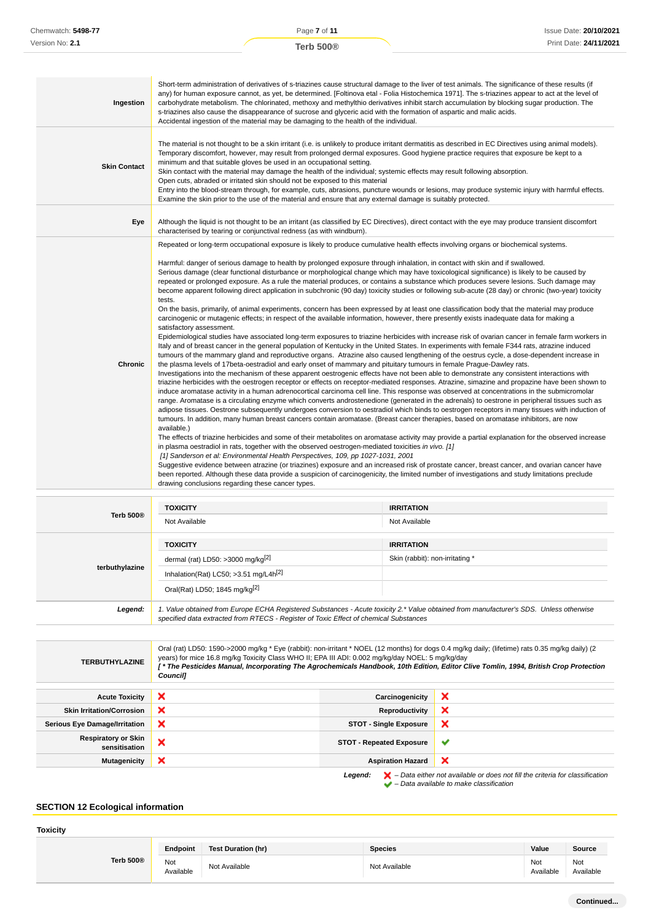| | |
|---|---|
| **Ingestion** | Short-term administration of derivatives of s-triazines cause structural damage to the liver of test animals. The significance of these results (if any) for human exposure cannot, as yet, be determined. [Foltinova etal - Folia Histochemica 1971]. The s-triazines appear to act at the level of carbohydrate metabolism. The chlorinated, methoxy and methylthio derivatives inhibit starch accumulation by blocking sugar production. The s-triazines also cause the disappearance of sucrose and glyceric acid with the formation of aspartic and malic acids.<br>Accidental ingestion of the material may be damaging to the health of the individual. |
| **Skin Contact** | The material is not thought to be a skin irritant (i.e. is unlikely to produce irritant dermatitis as described in EC Directives using animal models). Temporary discomfort, however, may result from prolonged dermal exposures. Good hygiene practice requires that exposure be kept to a minimum and that suitable gloves be used in an occupational setting.<br>Skin contact with the material may damage the health of the individual; systemic effects may result following absorption.<br>Open cuts, abraded or irritated skin should not be exposed to this material<br>Entry into the blood-stream through, for example, cuts, abrasions, puncture wounds or lesions, may produce systemic injury with harmful effects. Examine the skin prior to the use of the material and ensure that any external damage is suitably protected. |
| **Eye** | Although the liquid is not thought to be an irritant (as classified by EC Directives), direct contact with the eye may produce transient discomfort characterised by tearing or conjunctival redness (as with windburn). |
| **Chronic** | Repeated or long-term occupational exposure is likely to produce cumulative health effects involving organs or biochemical systems.<br><br>Harmful: danger of serious damage to health by prolonged exposure through inhalation, in contact with skin and if swallowed.<br>Serious damage (clear functional disturbance or morphological change which may have toxicological significance) is likely to be caused by repeated or prolonged exposure. As a rule the material produces, or contains a substance which produces severe lesions. Such damage may become apparent following direct application in subchronic (90 day) toxicity studies or following sub-acute (28 day) or chronic (two-year) toxicity tests.<br>On the basis, primarily, of animal experiments, concern has been expressed by at least one classification body that the material may produce carcinogenic or mutagenic effects; in respect of the available information, however, there presently exists inadequate data for making a satisfactory assessment.<br>Epidemiological studies have associated long-term exposures to triazine herbicides with increase risk of ovarian cancer in female farm workers in Italy and of breast cancer in the general population of Kentucky in the United States. In experiments with female F344 rats, atrazine induced tumours of the mammary gland and reproductive organs. Atrazine also caused lengthening of the oestrus cycle, a dose-dependent increase in the plasma levels of 17beta-oestradiol and early onset of mammary and pituitary tumours in female Prague-Dawley rats.<br>Investigations into the mechanism of these apparent oestrogenic effects have not been able to demonstrate any consistent interactions with triazine herbicides with the oestrogen receptor or effects on receptor-mediated responses. Atrazine, simazine and propazine have been shown to induce aromatase activity in a human adrenocortical carcinoma cell line. This response was observed at concentrations in the submicromolar range. Aromatase is a circulating enzyme which converts androstenedione (generated in the adrenals) to oestrone in peripheral tissues such as adipose tissues. Oestrone subsequently undergoes conversion to oestradiol which binds to oestrogen receptors in many tissues with induction of tumours. In addition, many human breast cancers contain aromatase. (Breast cancer therapies, based on aromatase inhibitors, are now available.)<br>The effects of triazine herbicides and some of their metabolites on aromatase activity may provide a partial explanation for the observed increase in plasma oestradiol in rats, together with the observed oestrogen-mediated toxicities *in vivo. [1]*<br>*[1] Sanderson et al: Environmental Health Perspectives, 109, pp 1027-1031, 2001*<br>Suggestive evidence between atrazine (or triazines) exposure and an increased risk of prostate cancer, breast cancer, and ovarian cancer have been reported. Although these data provide a suspicion of carcinogenicity, the limited number of investigations and study limitations preclude drawing conclusions regarding these cancer types. |

| | TOXICITY | IRRITATION |
|---|---|---|
| **Terb 500®** | Not Available | Not Available |
| **terbuthylazine** | **TOXICITY** | **IRRITATION** |
| | dermal (rat) LD50: >3000 mg/kg[2] | Skin (rabbit): non-irritating * |
| | Inhalation(Rat) LC50; >3.51 mg/L4h[2] | |
| | Oral(Rat) LD50; 1845 mg/kg[2] | |
| ***Legend:*** | *1. Value obtained from Europe ECHA Registered Substances - Acute toxicity 2.* Value obtained from manufacturer's SDS. Unless otherwise specified data extracted from RTECS - Register of Toxic Effect of chemical Substances* | |

| | |
|---|---|
| **TERBUTHYLAZINE** | Oral (rat) LD50: 1590->2000 mg/kg * Eye (rabbit): non-irritant * NOEL (12 months) for dogs 0.4 mg/kg daily; (lifetime) rats 0.35 mg/kg daily) (2 years) for mice 16.8 mg/kg Toxicity Class WHO II; EPA III ADI: 0.002 mg/kg/day NOEL: 5 mg/kg/day<br>***[ * The Pesticides Manual, Incorporating The Agrochemicals Handbook, 10th Edition, Editor Clive Tomlin, 1994, British Crop Protection Council]*** |

| | | | |
|---|---|---|---|
| **Acute Toxicity** | ❌ | **Carcinogenicity** | ❌ |
| **Skin Irritation/Corrosion** | ❌ | **Reproductivity** | ❌ |
| **Serious Eye Damage/Irritation** | ❌ | **STOT - Single Exposure** | ❌ |
| **Respiratory or Skin sensitisation** | ❌ | **STOT - Repeated Exposure** | ✔ |
| **Mutagenicity** | ❌ | **Aspiration Hazard** | ❌ |

***Legend:*** ❌ *– Data either not available or does not fill the criteria for classification*
✔ *– Data available to make classification*

## SECTION 12 Ecological information

### Toxicity

| | Endpoint | Test Duration (hr) | Species | Value | Source |
|---|---|---|---|---|---|
| **Terb 500®** | Not Available | Not Available | Not Available | Not Available | Not Available |

**Continued...**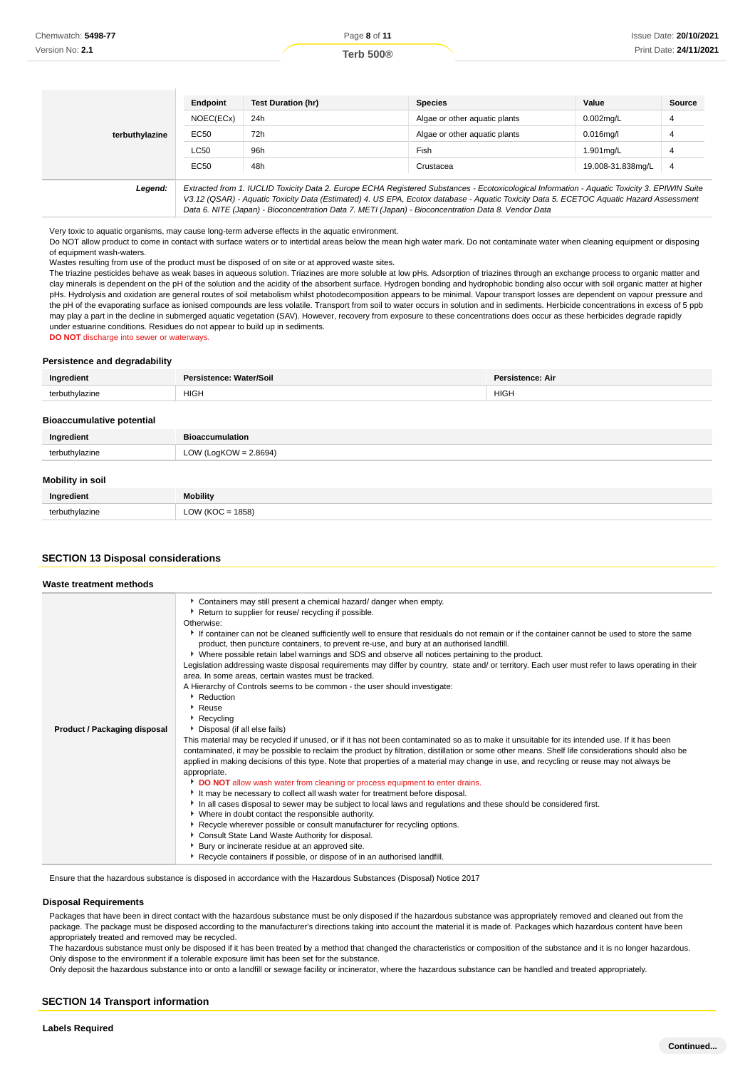| | Endpoint | Test Duration (hr) | Species | Value | Source |
|---|---|---|---|---|---|
| **terbuthylazine** | NOEC(ECx) | 24h | Algae or other aquatic plants | 0.002mg/L | 4 |
| | EC50 | 72h | Algae or other aquatic plants | 0.016mg/l | 4 |
| | LC50 | 96h | Fish | 1.901mg/L | 4 |
| | EC50 | 48h | Crustacea | 19.008-31.838mg/L | 4 |
| ***Legend:*** | *Extracted from 1. IUCLID Toxicity Data 2. Europe ECHA Registered Substances - Ecotoxicological Information - Aquatic Toxicity 3. EPIWIN Suite V3.12 (QSAR) - Aquatic Toxicity Data (Estimated) 4. US EPA, Ecotox database - Aquatic Toxicity Data 5. ECETOC Aquatic Hazard Assessment Data 6. NITE (Japan) - Bioconcentration Data 7. METI (Japan) - Bioconcentration Data 8. Vendor Data* | | | | |

Very toxic to aquatic organisms, may cause long-term adverse effects in the aquatic environment.
Do NOT allow product to come in contact with surface waters or to intertidal areas below the mean high water mark. Do not contaminate water when cleaning equipment or disposing of equipment wash-waters.
Wastes resulting from use of the product must be disposed of on site or at approved waste sites.
The triazine pesticides behave as weak bases in aqueous solution. Triazines are more soluble at low pHs. Adsorption of triazines through an exchange process to organic matter and clay minerals is dependent on the pH of the solution and the acidity of the absorbent surface. Hydrogen bonding and hydrophobic bonding also occur with soil organic matter at higher pHs. Hydrolysis and oxidation are general routes of soil metabolism whilst photodecomposition appears to be minimal. Vapour transport losses are dependent on vapour pressure and the pH of the evaporating surface as ionised compounds are less volatile. Transport from soil to water occurs in solution and in sediments. Herbicide concentrations in excess of 5 ppb may play a part in the decline in submerged aquatic vegetation (SAV). However, recovery from exposure to these concentrations does occur as these herbicides degrade rapidly under estuarine conditions. Residues do not appear to build up in sediments.
**DO NOT** discharge into sewer or waterways.

### Persistence and degradability

| Ingredient | Persistence: Water/Soil | Persistence: Air |
|---|---|---|
| terbuthylazine | HIGH | HIGH |

### Bioaccumulative potential

| Ingredient | Bioaccumulation |
|---|---|
| terbuthylazine | LOW (LogKOW = 2.8694) |

### Mobility in soil

| Ingredient | Mobility |
|---|---|
| terbuthylazine | LOW (KOC = 1858) |

## SECTION 13 Disposal considerations

### Waste treatment methods

**Product / Packaging disposal**

- Containers may still present a chemical hazard/ danger when empty.
- Return to supplier for reuse/ recycling if possible.

Otherwise:

- If container can not be cleaned sufficiently well to ensure that residuals do not remain or if the container cannot be used to store the same product, then puncture containers, to prevent re-use, and bury at an authorised landfill.
- Where possible retain label warnings and SDS and observe all notices pertaining to the product.

Legislation addressing waste disposal requirements may differ by country, state and/ or territory. Each user must refer to laws operating in their area. In some areas, certain wastes must be tracked.
A Hierarchy of Controls seems to be common - the user should investigate:

- Reduction
- Reuse
- Recycling
- Disposal (if all else fails)

This material may be recycled if unused, or if it has not been contaminated so as to make it unsuitable for its intended use. If it has been contaminated, it may be possible to reclaim the product by filtration, distillation or some other means. Shelf life considerations should also be applied in making decisions of this type. Note that properties of a material may change in use, and recycling or reuse may not always be appropriate.

- **DO NOT** allow wash water from cleaning or process equipment to enter drains.
- It may be necessary to collect all wash water for treatment before disposal.
- In all cases disposal to sewer may be subject to local laws and regulations and these should be considered first.
- Where in doubt contact the responsible authority.
- Recycle wherever possible or consult manufacturer for recycling options.
- Consult State Land Waste Authority for disposal.
- Bury or incinerate residue at an approved site.
- Recycle containers if possible, or dispose of in an authorised landfill.

Ensure that the hazardous substance is disposed in accordance with the Hazardous Substances (Disposal) Notice 2017

### Disposal Requirements

Packages that have been in direct contact with the hazardous substance must be only disposed if the hazardous substance was appropriately removed and cleaned out from the package. The package must be disposed according to the manufacturer's directions taking into account the material it is made of. Packages which hazardous content have been appropriately treated and removed may be recycled.
The hazardous substance must only be disposed if it has been treated by a method that changed the characteristics or composition of the substance and it is no longer hazardous.
Only dispose to the environment if a tolerable exposure limit has been set for the substance.
Only deposit the hazardous substance into or onto a landfill or sewage facility or incinerator, where the hazardous substance can be handled and treated appropriately.

## SECTION 14 Transport information

### Labels Required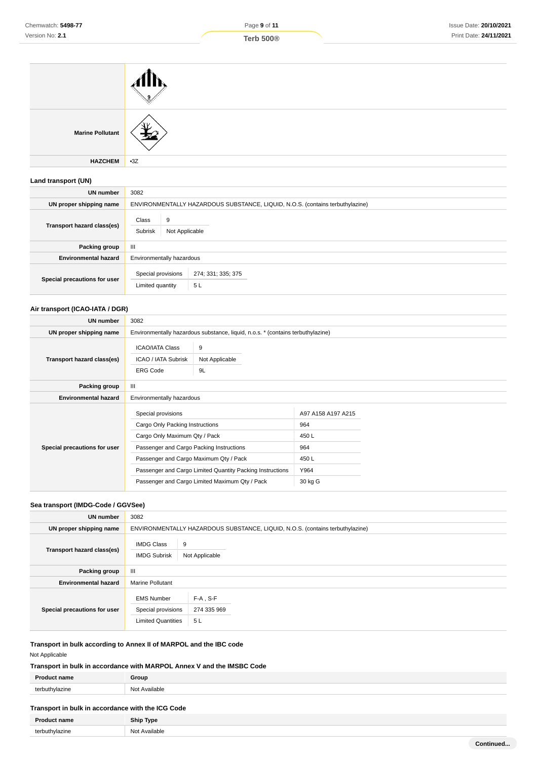| | |
|---|---|
| | |
| **Marine Pollutant** | |
| **HAZCHEM** | •3Z |

### Land transport (UN)

| | |
|---|---|
| **UN number** | 3082 |
| **UN proper shipping name** | ENVIRONMENTALLY HAZARDOUS SUBSTANCE, LIQUID, N.O.S. (contains terbuthylazine) |
| **Transport hazard class(es)** | Class: 9<br>Subrisk: Not Applicable |
| **Packing group** | III |
| **Environmental hazard** | Environmentally hazardous |
| **Special precautions for user** | Special provisions: 274; 331; 335; 375<br>Limited quantity: 5 L |

### Air transport (ICAO-IATA / DGR)

| | |
|---|---|
| **UN number** | 3082 |
| **UN proper shipping name** | Environmentally hazardous substance, liquid, n.o.s. * (contains terbuthylazine) |
| **Transport hazard class(es)** | ICAO/IATA Class: 9<br>ICAO / IATA Subrisk: Not Applicable<br>ERG Code: 9L |
| **Packing group** | III |
| **Environmental hazard** | Environmentally hazardous |
| **Special precautions for user** | Special provisions: A97 A158 A197 A215<br>Cargo Only Packing Instructions: 964<br>Cargo Only Maximum Qty / Pack: 450 L<br>Passenger and Cargo Packing Instructions: 964<br>Passenger and Cargo Maximum Qty / Pack: 450 L<br>Passenger and Cargo Limited Quantity Packing Instructions: Y964<br>Passenger and Cargo Limited Maximum Qty / Pack: 30 kg G |

### Sea transport (IMDG-Code / GGVSee)

| | |
|---|---|
| **UN number** | 3082 |
| **UN proper shipping name** | ENVIRONMENTALLY HAZARDOUS SUBSTANCE, LIQUID, N.O.S. (contains terbuthylazine) |
| **Transport hazard class(es)** | IMDG Class: 9<br>IMDG Subrisk: Not Applicable |
| **Packing group** | III |
| **Environmental hazard** | Marine Pollutant |
| **Special precautions for user** | EMS Number: F-A , S-F<br>Special provisions: 274 335 969<br>Limited Quantities: 5 L |

### Transport in bulk according to Annex II of MARPOL and the IBC code

Not Applicable

### Transport in bulk in accordance with MARPOL Annex V and the IMSBC Code

| Product name | Group |
|---|---|
| terbuthylazine | Not Available |

### Transport in bulk in accordance with the ICG Code

| Product name | Ship Type |
|---|---|
| terbuthylazine | Not Available |

Continued...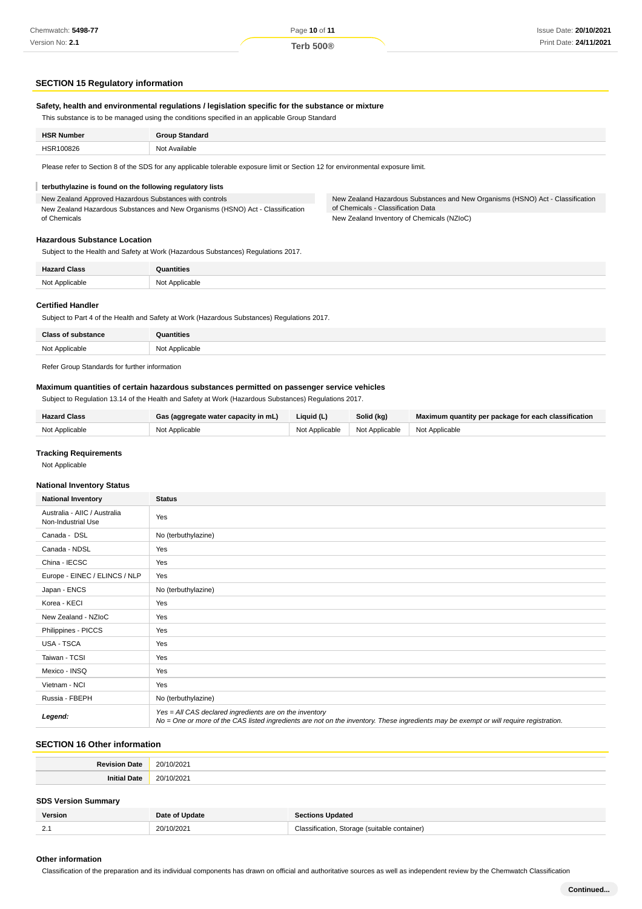## SECTION 15 Regulatory information

### Safety, health and environmental regulations / legislation specific for the substance or mixture

This substance is to be managed using the conditions specified in an applicable Group Standard

| HSR Number | Group Standard |
| --- | --- |
| HSR100826 | Not Available |

Please refer to Section 8 of the SDS for any applicable tolerable exposure limit or Section 12 for environmental exposure limit.

**terbuthylazine is found on the following regulatory lists**

New Zealand Approved Hazardous Substances with controls

New Zealand Hazardous Substances and New Organisms (HSNO) Act - Classification of Chemicals

New Zealand Hazardous Substances and New Organisms (HSNO) Act - Classification of Chemicals - Classification Data

New Zealand Inventory of Chemicals (NZIoC)

### Hazardous Substance Location

Subject to the Health and Safety at Work (Hazardous Substances) Regulations 2017.

| Hazard Class | Quantities |
| --- | --- |
| Not Applicable | Not Applicable |

### Certified Handler

Subject to Part 4 of the Health and Safety at Work (Hazardous Substances) Regulations 2017.

| Class of substance | Quantities |
| --- | --- |
| Not Applicable | Not Applicable |

Refer Group Standards for further information

### Maximum quantities of certain hazardous substances permitted on passenger service vehicles

Subject to Regulation 13.14 of the Health and Safety at Work (Hazardous Substances) Regulations 2017.

| Hazard Class | Gas (aggregate water capacity in mL) | Liquid (L) | Solid (kg) | Maximum quantity per package for each classification |
| --- | --- | --- | --- | --- |
| Not Applicable | Not Applicable | Not Applicable | Not Applicable | Not Applicable |

### Tracking Requirements

Not Applicable

### National Inventory Status

| National Inventory | Status |
| --- | --- |
| Australia - AIIC / Australia Non-Industrial Use | Yes |
| Canada - DSL | No (terbuthylazine) |
| Canada - NDSL | Yes |
| China - IECSC | Yes |
| Europe - EINEC / ELINCS / NLP | Yes |
| Japan - ENCS | No (terbuthylazine) |
| Korea - KECI | Yes |
| New Zealand - NZIoC | Yes |
| Philippines - PICCS | Yes |
| USA - TSCA | Yes |
| Taiwan - TCSI | Yes |
| Mexico - INSQ | Yes |
| Vietnam - NCI | Yes |
| Russia - FBEPH | No (terbuthylazine) |
| ***Legend:*** | *Yes = All CAS declared ingredients are on the inventory*<br>*No = One or more of the CAS listed ingredients are not on the inventory. These ingredients may be exempt or will require registration.* |

## SECTION 16 Other information

| | |
| --- | --- |
| **Revision Date** | 20/10/2021 |
| **Initial Date** | 20/10/2021 |

### SDS Version Summary

| Version | Date of Update | Sections Updated |
| --- | --- | --- |
| 2.1 | 20/10/2021 | Classification, Storage (suitable container) |

### Other information

Classification of the preparation and its individual components has drawn on official and authoritative sources as well as independent review by the Chemwatch Classification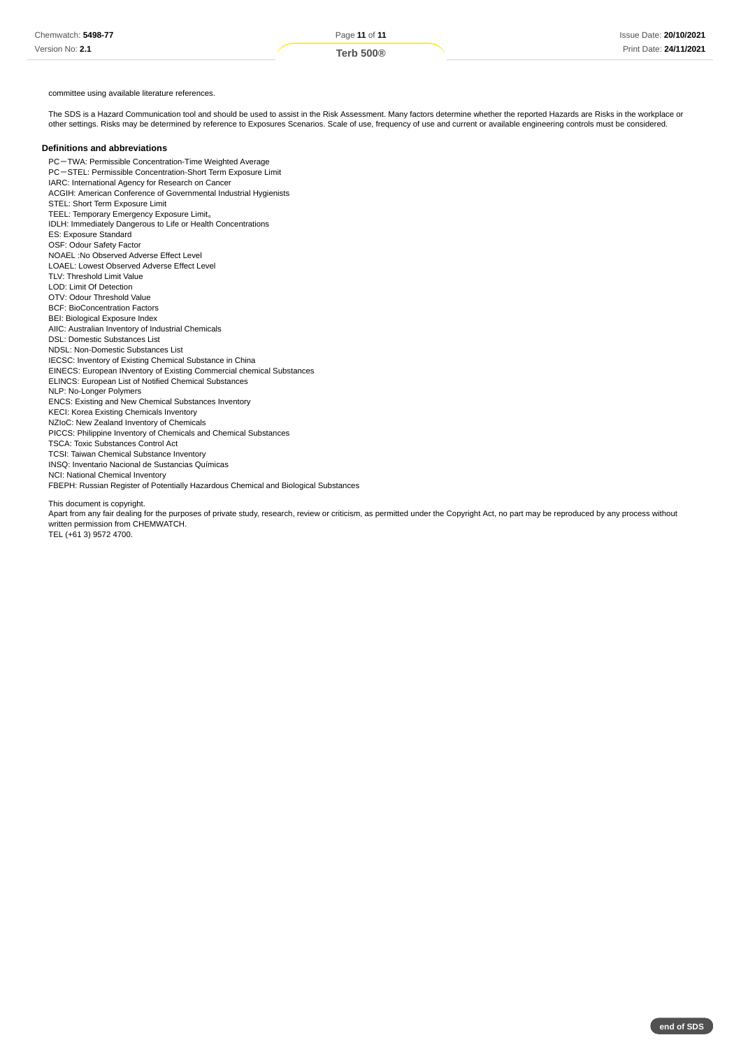committee using available literature references.

The SDS is a Hazard Communication tool and should be used to assist in the Risk Assessment. Many factors determine whether the reported Hazards are Risks in the workplace or other settings. Risks may be determined by reference to Exposures Scenarios. Scale of use, frequency of use and current or available engineering controls must be considered.

### Definitions and abbreviations

PC－TWA: Permissible Concentration-Time Weighted Average
PC－STEL: Permissible Concentration-Short Term Exposure Limit
IARC: International Agency for Research on Cancer
ACGIH: American Conference of Governmental Industrial Hygienists
STEL: Short Term Exposure Limit
TEEL: Temporary Emergency Exposure Limit。
IDLH: Immediately Dangerous to Life or Health Concentrations
ES: Exposure Standard
OSF: Odour Safety Factor
NOAEL :No Observed Adverse Effect Level
LOAEL: Lowest Observed Adverse Effect Level
TLV: Threshold Limit Value
LOD: Limit Of Detection
OTV: Odour Threshold Value
BCF: BioConcentration Factors
BEI: Biological Exposure Index
AIIC: Australian Inventory of Industrial Chemicals
DSL: Domestic Substances List
NDSL: Non-Domestic Substances List
IECSC: Inventory of Existing Chemical Substance in China
EINECS: European INventory of Existing Commercial chemical Substances
ELINCS: European List of Notified Chemical Substances
NLP: No-Longer Polymers
ENCS: Existing and New Chemical Substances Inventory
KECI: Korea Existing Chemicals Inventory
NZIoC: New Zealand Inventory of Chemicals
PICCS: Philippine Inventory of Chemicals and Chemical Substances
TSCA: Toxic Substances Control Act
TCSI: Taiwan Chemical Substance Inventory
INSQ: Inventario Nacional de Sustancias Químicas
NCI: National Chemical Inventory
FBEPH: Russian Register of Potentially Hazardous Chemical and Biological Substances

This document is copyright.
Apart from any fair dealing for the purposes of private study, research, review or criticism, as permitted under the Copyright Act, no part may be reproduced by any process without written permission from CHEMWATCH.
TEL (+61 3) 9572 4700.

end of SDS